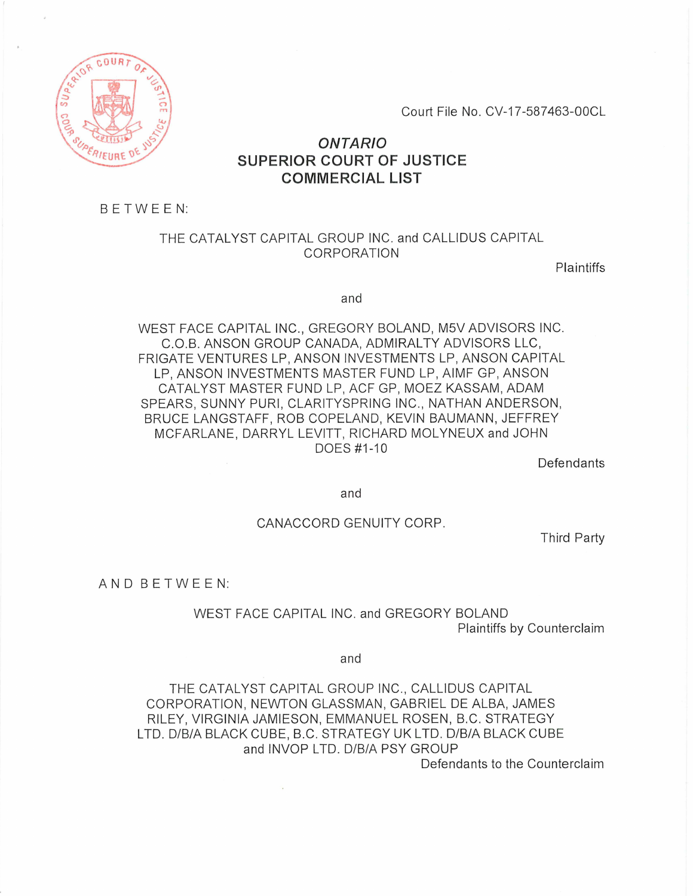Court File No. CV-17-587463-00CL

*ONTARIO*
**SUPERIOR COURT OF JUSTICE**
**COMMERCIAL LIST**

BETWEEN:

THE CATALYST CAPITAL GROUP INC. and CALLIDUS CAPITAL CORPORATION

Plaintiffs

and

WEST FACE CAPITAL INC., GREGORY BOLAND, M5V ADVISORS INC. C.O.B. ANSON GROUP CANADA, ADMIRALTY ADVISORS LLC, FRIGATE VENTURES LP, ANSON INVESTMENTS LP, ANSON CAPITAL LP, ANSON INVESTMENTS MASTER FUND LP, AIMF GP, ANSON CATALYST MASTER FUND LP, ACF GP, MOEZ KASSAM, ADAM SPEARS, SUNNY PURI, CLARITYSPRING INC., NATHAN ANDERSON, BRUCE LANGSTAFF, ROB COPELAND, KEVIN BAUMANN, JEFFREY MCFARLANE, DARRYL LEVITT, RICHARD MOLYNEUX and JOHN DOES #1-10

Defendants

and

CANACCORD GENUITY CORP.

Third Party

AND BETWEEN:

WEST FACE CAPITAL INC. and GREGORY BOLAND

Plaintiffs by Counterclaim

and

THE CATALYST CAPITAL GROUP INC., CALLIDUS CAPITAL CORPORATION, NEWTON GLASSMAN, GABRIEL DE ALBA, JAMES RILEY, VIRGINIA JAMIESON, EMMANUEL ROSEN, B.C. STRATEGY LTD. D/B/A BLACK CUBE, B.C. STRATEGY UK LTD. D/B/A BLACK CUBE and INVOP LTD. D/B/A PSY GROUP

Defendants to the Counterclaim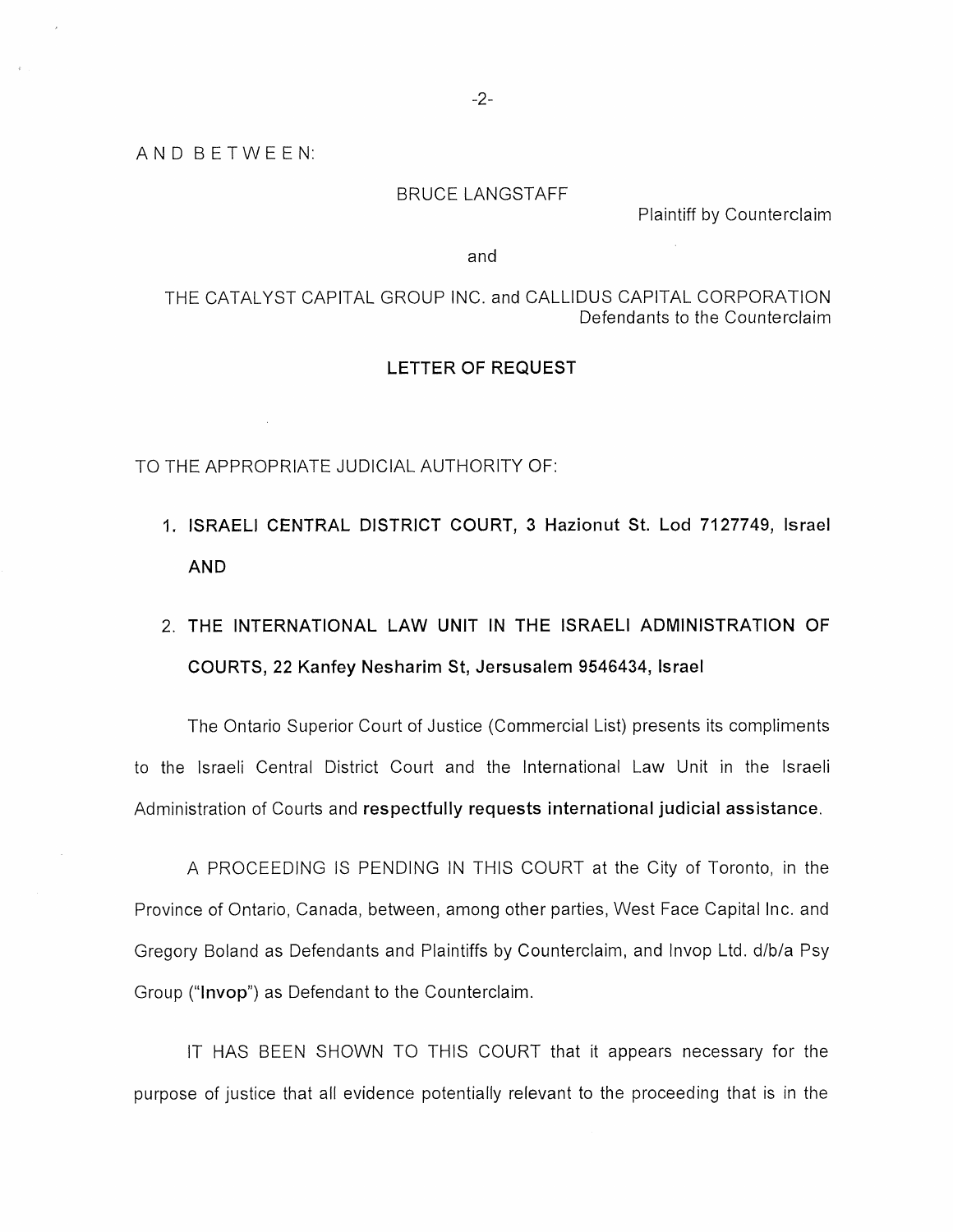AND BETWEEN:

BRUCE LANGSTAFF

Plaintiff by Counterclaim

and

THE CATALYST CAPITAL GROUP INC. and CALLIDUS CAPITAL CORPORATION

Defendants to the Counterclaim

## LETTER OF REQUEST

TO THE APPROPRIATE JUDICIAL AUTHORITY OF:

1. **ISRAELI CENTRAL DISTRICT COURT, 3 Hazionut St. Lod 7127749, Israel AND**
2. **THE INTERNATIONAL LAW UNIT IN THE ISRAELI ADMINISTRATION OF COURTS, 22 Kanfey Nesharim St, Jersusalem 9546434, Israel**

The Ontario Superior Court of Justice (Commercial List) presents its compliments to the Israeli Central District Court and the International Law Unit in the Israeli Administration of Courts and **respectfully requests international judicial assistance**.

A PROCEEDING IS PENDING IN THIS COURT at the City of Toronto, in the Province of Ontario, Canada, between, among other parties, West Face Capital Inc. and Gregory Boland as Defendants and Plaintiffs by Counterclaim, and Invop Ltd. d/b/a Psy Group ("**Invop**") as Defendant to the Counterclaim.

IT HAS BEEN SHOWN TO THIS COURT that it appears necessary for the purpose of justice that all evidence potentially relevant to the proceeding that is in the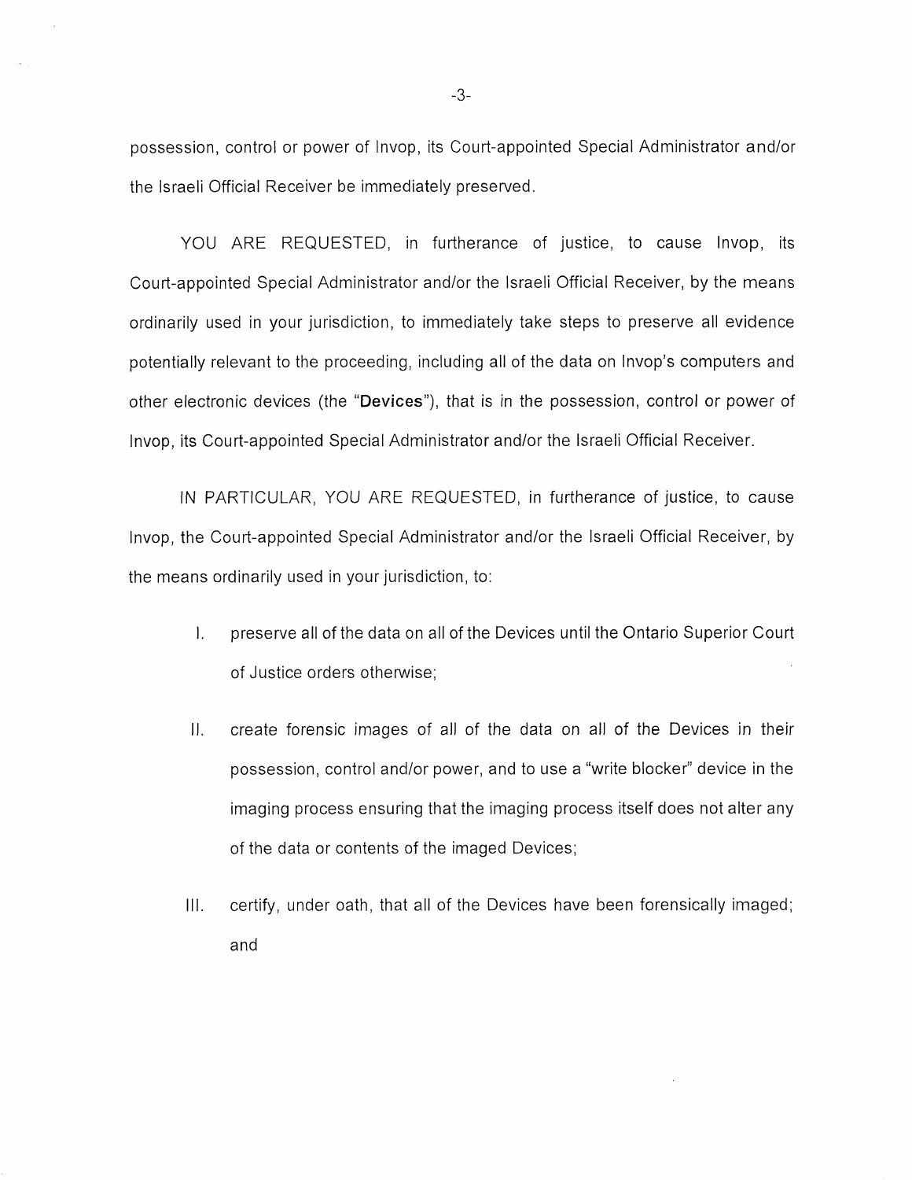possession, control or power of Invop, its Court-appointed Special Administrator and/or the Israeli Official Receiver be immediately preserved.

YOU ARE REQUESTED, in furtherance of justice, to cause Invop, its Court-appointed Special Administrator and/or the Israeli Official Receiver, by the means ordinarily used in your jurisdiction, to immediately take steps to preserve all evidence potentially relevant to the proceeding, including all of the data on Invop's computers and other electronic devices (the "**Devices**"), that is in the possession, control or power of Invop, its Court-appointed Special Administrator and/or the Israeli Official Receiver.

IN PARTICULAR, YOU ARE REQUESTED, in furtherance of justice, to cause Invop, the Court-appointed Special Administrator and/or the Israeli Official Receiver, by the means ordinarily used in your jurisdiction, to:

I. preserve all of the data on all of the Devices until the Ontario Superior Court of Justice orders otherwise;

II. create forensic images of all of the data on all of the Devices in their possession, control and/or power, and to use a "write blocker" device in the imaging process ensuring that the imaging process itself does not alter any of the data or contents of the imaged Devices;

III. certify, under oath, that all of the Devices have been forensically imaged; and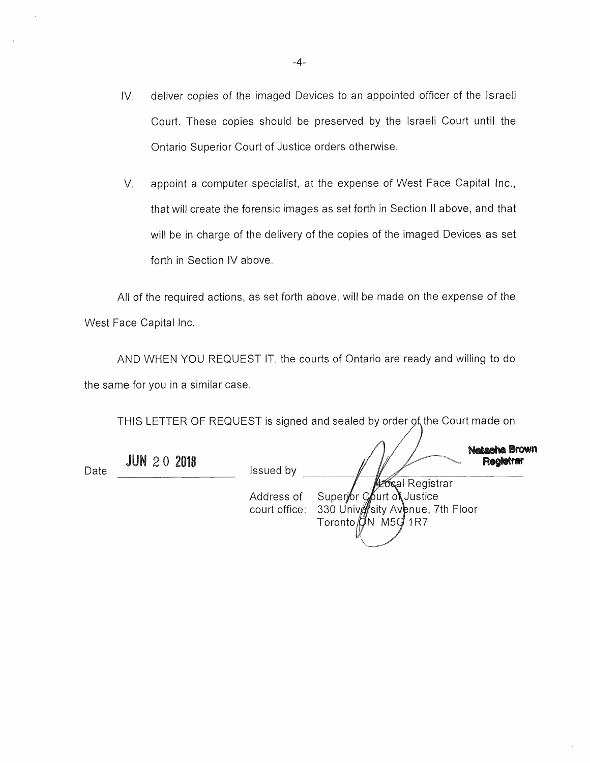IV. deliver copies of the imaged Devices to an appointed officer of the Israeli Court. These copies should be preserved by the Israeli Court until the Ontario Superior Court of Justice orders otherwise.

V. appoint a computer specialist, at the expense of West Face Capital Inc., that will create the forensic images as set forth in Section II above, and that will be in charge of the delivery of the copies of the imaged Devices as set forth in Section IV above.

All of the required actions, as set forth above, will be made on the expense of the West Face Capital Inc.

AND WHEN YOU REQUEST IT, the courts of Ontario are ready and willing to do the same for you in a similar case.

THIS LETTER OF REQUEST is signed and sealed by order of the Court made on

Date JUN 20 2018

Issued by

**Natasha Brown**
**Registrar**

Local Registrar

Address of court office: Superior Court of Justice
330 University Avenue, 7th Floor
Toronto ON M5G 1R7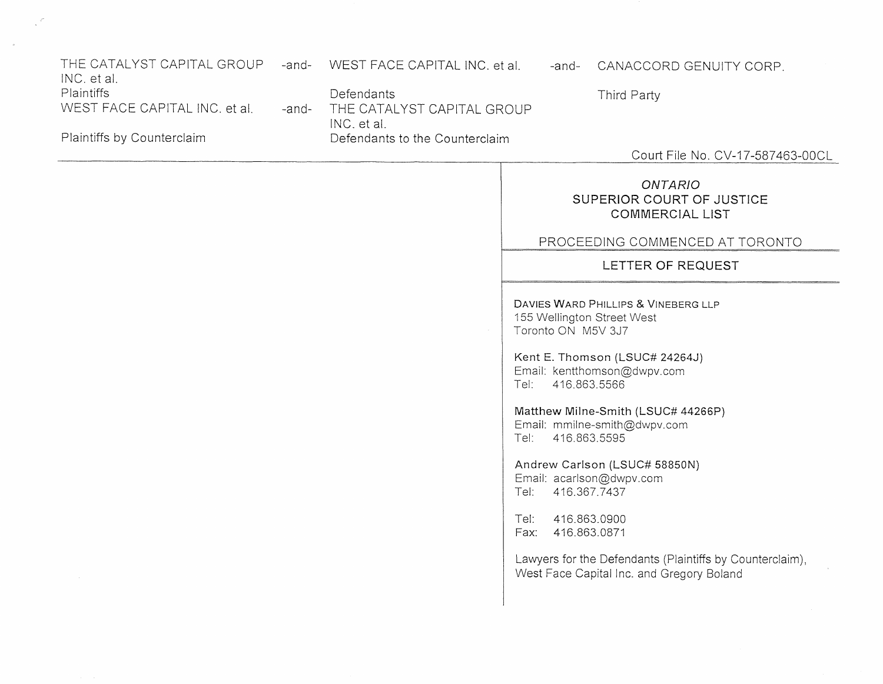| | | | | |
|---|---|---|---|---|
| THE CATALYST CAPITAL GROUP INC. et al. | -and- | WEST FACE CAPITAL INC. et al. | -and- | CANACCORD GENUITY CORP. |
| Plaintiffs | | Defendants | | Third Party |
| WEST FACE CAPITAL INC. et al. | -and- | THE CATALYST CAPITAL GROUP INC. et al. | | |
| Plaintiffs by Counterclaim | | Defendants to the Counterclaim | | |

Court File No. CV-17-587463-00CL

*ONTARIO*

SUPERIOR COURT OF JUSTICE

COMMERCIAL LIST

PROCEEDING COMMENCED AT TORONTO

LETTER OF REQUEST

DAVIES WARD PHILLIPS & VINEBERG LLP
155 Wellington Street West
Toronto ON M5V 3J7

Kent E. Thomson (LSUC# 24264J)
Email: kentthomson@dwpv.com
Tel: 416.863.5566

Matthew Milne-Smith (LSUC# 44266P)
Email: mmilne-smith@dwpv.com
Tel: 416.863.5595

Andrew Carlson (LSUC# 58850N)
Email: acarlson@dwpv.com
Tel: 416.367.7437

Tel: 416.863.0900
Fax: 416.863.0871

Lawyers for the Defendants (Plaintiffs by Counterclaim), West Face Capital Inc. and Gregory Boland